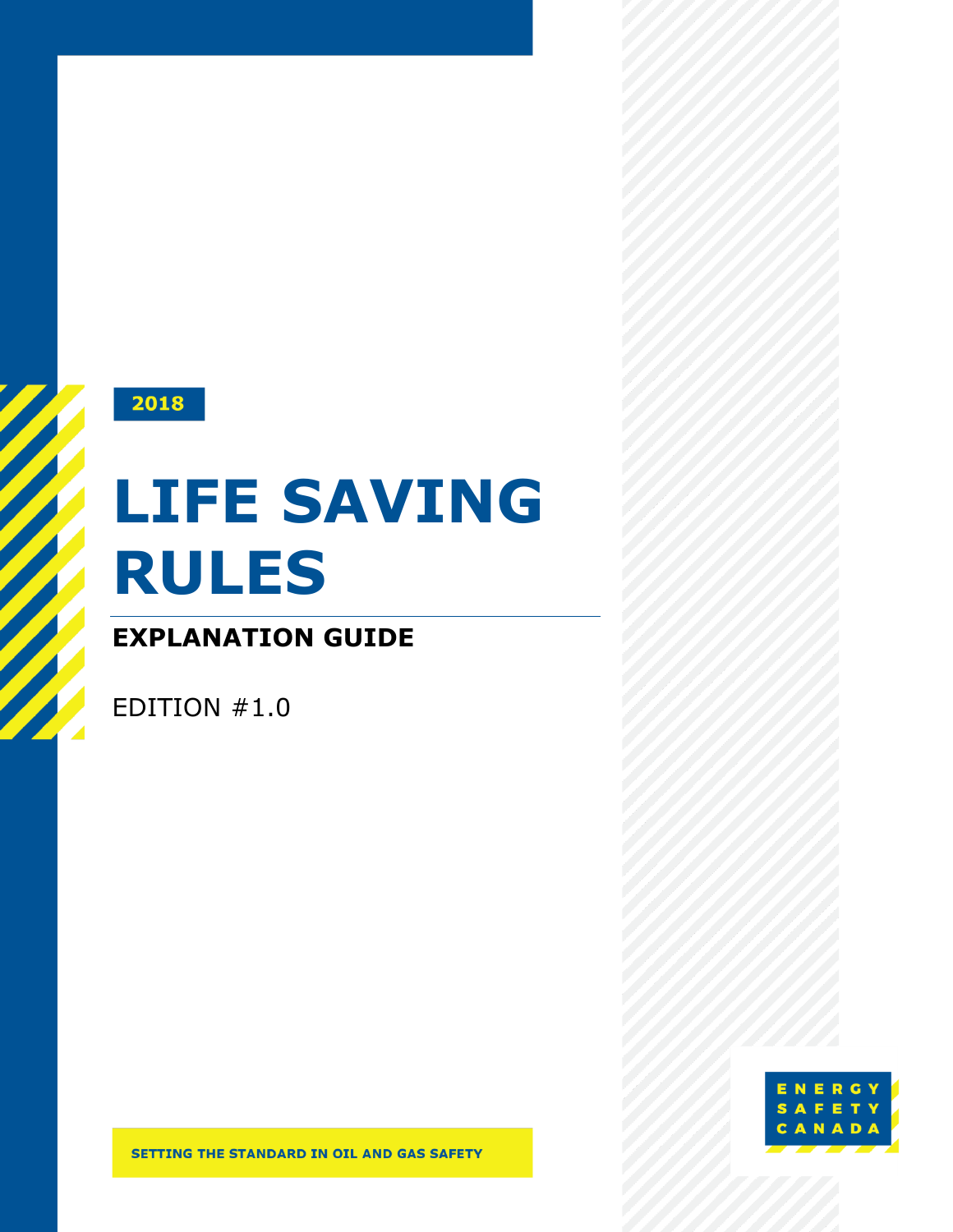2018

# LIFE SAVING RULES

## EXPLANATION GUIDE

EDITION #1.0

ENERGY SAFETY CANADA

**SETTING THE STANDARD IN OIL AND GAS SAFETY**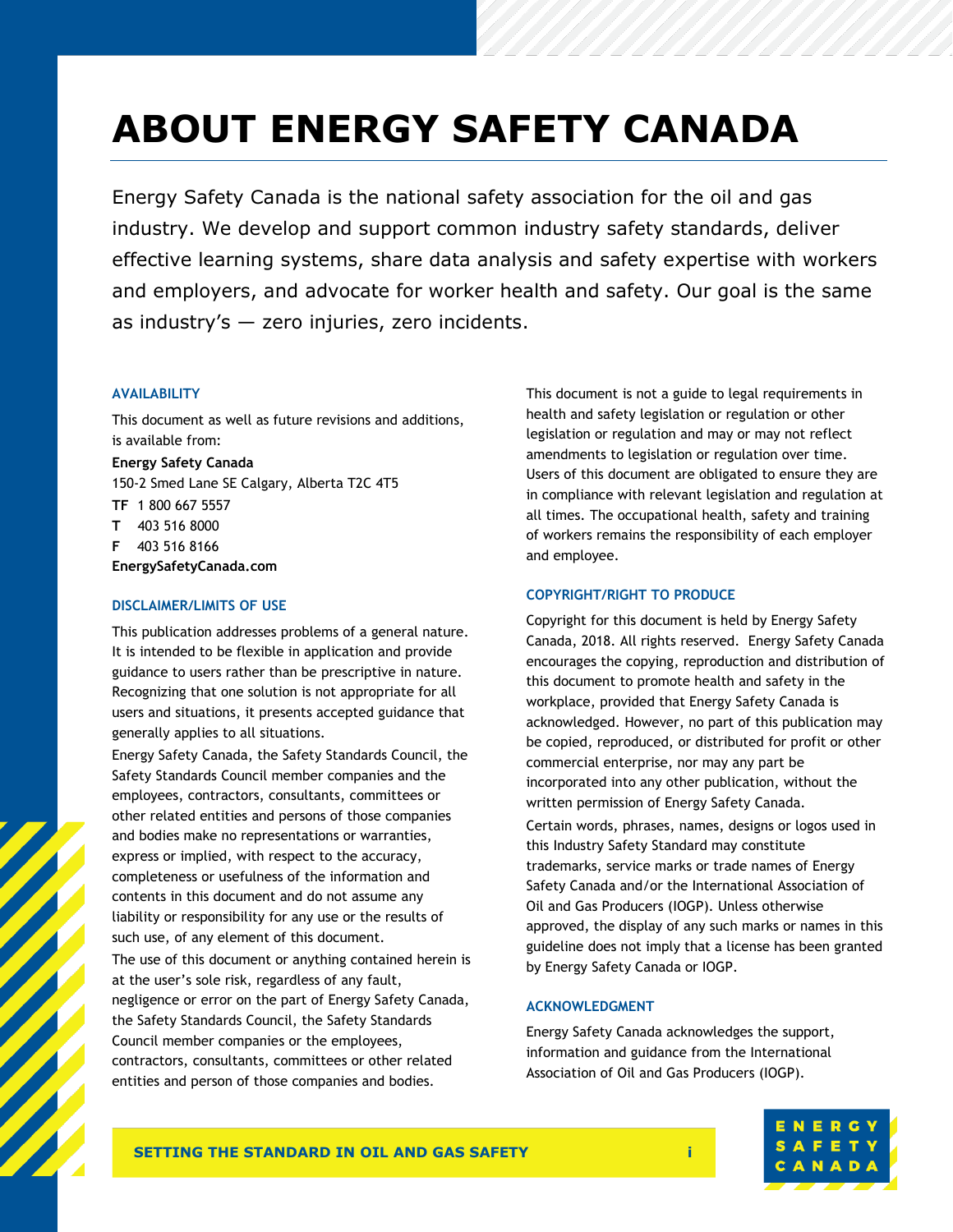# ABOUT ENERGY SAFETY CANADA

Energy Safety Canada is the national safety association for the oil and gas industry. We develop and support common industry safety standards, deliver effective learning systems, share data analysis and safety expertise with workers and employers, and advocate for worker health and safety. Our goal is the same as industry's — zero injuries, zero incidents.

### AVAILABILITY

This document as well as future revisions and additions, is available from:

**Energy Safety Canada**
150-2 Smed Lane SE Calgary, Alberta T2C 4T5
**TF** 1 800 667 5557
**T** 403 516 8000
**F** 403 516 8166
**EnergySafetyCanada.com**

### DISCLAIMER/LIMITS OF USE

This publication addresses problems of a general nature. It is intended to be flexible in application and provide guidance to users rather than be prescriptive in nature. Recognizing that one solution is not appropriate for all users and situations, it presents accepted guidance that generally applies to all situations.

Energy Safety Canada, the Safety Standards Council, the Safety Standards Council member companies and the employees, contractors, consultants, committees or other related entities and persons of those companies and bodies make no representations or warranties, express or implied, with respect to the accuracy, completeness or usefulness of the information and contents in this document and do not assume any liability or responsibility for any use or the results of such use, of any element of this document.

The use of this document or anything contained herein is at the user's sole risk, regardless of any fault, negligence or error on the part of Energy Safety Canada, the Safety Standards Council, the Safety Standards Council member companies or the employees, contractors, consultants, committees or other related entities and person of those companies and bodies.

This document is not a guide to legal requirements in health and safety legislation or regulation or other legislation or regulation and may or may not reflect amendments to legislation or regulation over time. Users of this document are obligated to ensure they are in compliance with relevant legislation and regulation at all times. The occupational health, safety and training of workers remains the responsibility of each employer and employee.

### COPYRIGHT/RIGHT TO PRODUCE

Copyright for this document is held by Energy Safety Canada, 2018. All rights reserved. Energy Safety Canada encourages the copying, reproduction and distribution of this document to promote health and safety in the workplace, provided that Energy Safety Canada is acknowledged. However, no part of this publication may be copied, reproduced, or distributed for profit or other commercial enterprise, nor may any part be incorporated into any other publication, without the written permission of Energy Safety Canada.

Certain words, phrases, names, designs or logos used in this Industry Safety Standard may constitute trademarks, service marks or trade names of Energy Safety Canada and/or the International Association of Oil and Gas Producers (IOGP). Unless otherwise approved, the display of any such marks or names in this guideline does not imply that a license has been granted by Energy Safety Canada or IOGP.

### ACKNOWLEDGMENT

Energy Safety Canada acknowledges the support, information and guidance from the International Association of Oil and Gas Producers (IOGP).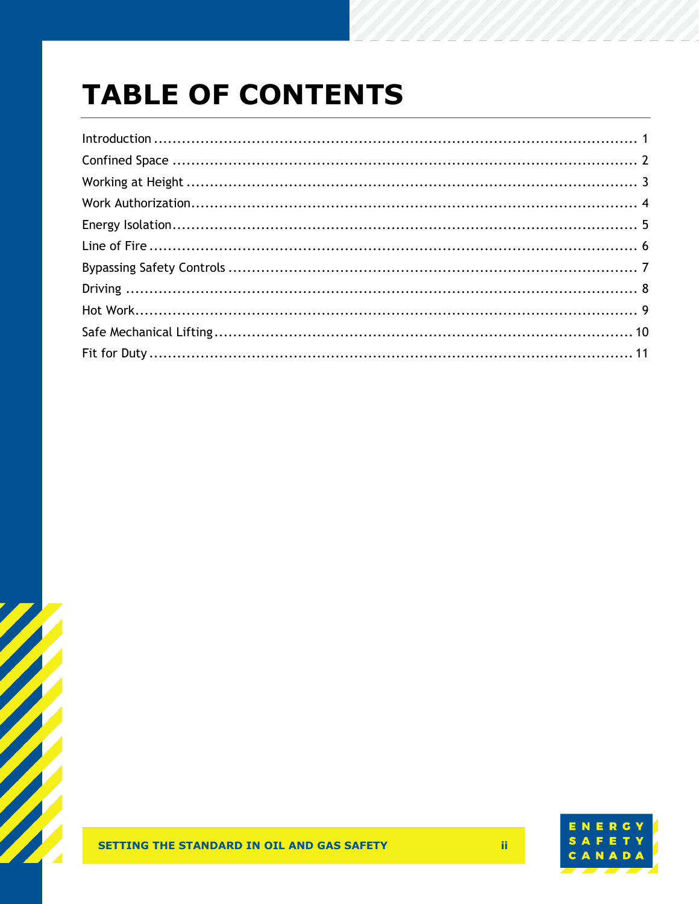# TABLE OF CONTENTS

Introduction .......................................................................................................... 1
Confined Space ...................................................................................................... 2
Working at Height .................................................................................................. 3
Work Authorization................................................................................................. 4
Energy Isolation...................................................................................................... 5
Line of Fire ............................................................................................................ 6
Bypassing Safety Controls ........................................................................................ 7
Driving ................................................................................................................. 8
Hot Work............................................................................................................... 9
Safe Mechanical Lifting........................................................................................... 10
Fit for Duty ........................................................................................................... 11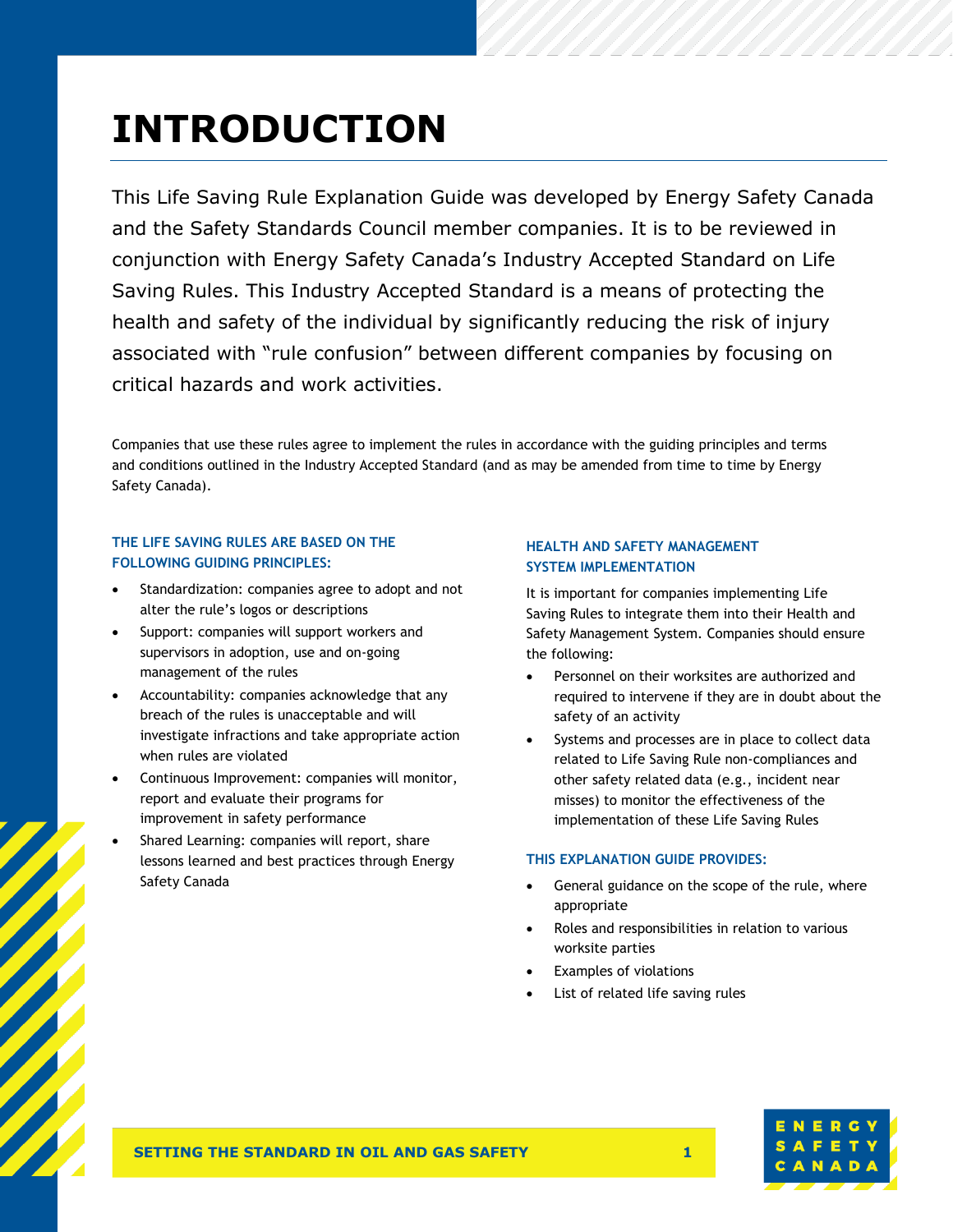# INTRODUCTION

This Life Saving Rule Explanation Guide was developed by Energy Safety Canada and the Safety Standards Council member companies. It is to be reviewed in conjunction with Energy Safety Canada's Industry Accepted Standard on Life Saving Rules. This Industry Accepted Standard is a means of protecting the health and safety of the individual by significantly reducing the risk of injury associated with "rule confusion" between different companies by focusing on critical hazards and work activities.

Companies that use these rules agree to implement the rules in accordance with the guiding principles and terms and conditions outlined in the Industry Accepted Standard (and as may be amended from time to time by Energy Safety Canada).

### THE LIFE SAVING RULES ARE BASED ON THE FOLLOWING GUIDING PRINCIPLES:

- Standardization: companies agree to adopt and not alter the rule's logos or descriptions
- Support: companies will support workers and supervisors in adoption, use and on-going management of the rules
- Accountability: companies acknowledge that any breach of the rules is unacceptable and will investigate infractions and take appropriate action when rules are violated
- Continuous Improvement: companies will monitor, report and evaluate their programs for improvement in safety performance
- Shared Learning: companies will report, share lessons learned and best practices through Energy Safety Canada

### HEALTH AND SAFETY MANAGEMENT SYSTEM IMPLEMENTATION

It is important for companies implementing Life Saving Rules to integrate them into their Health and Safety Management System. Companies should ensure the following:

- Personnel on their worksites are authorized and required to intervene if they are in doubt about the safety of an activity
- Systems and processes are in place to collect data related to Life Saving Rule non-compliances and other safety related data (e.g., incident near misses) to monitor the effectiveness of the implementation of these Life Saving Rules

### THIS EXPLANATION GUIDE PROVIDES:

- General guidance on the scope of the rule, where appropriate
- Roles and responsibilities in relation to various worksite parties
- Examples of violations
- List of related life saving rules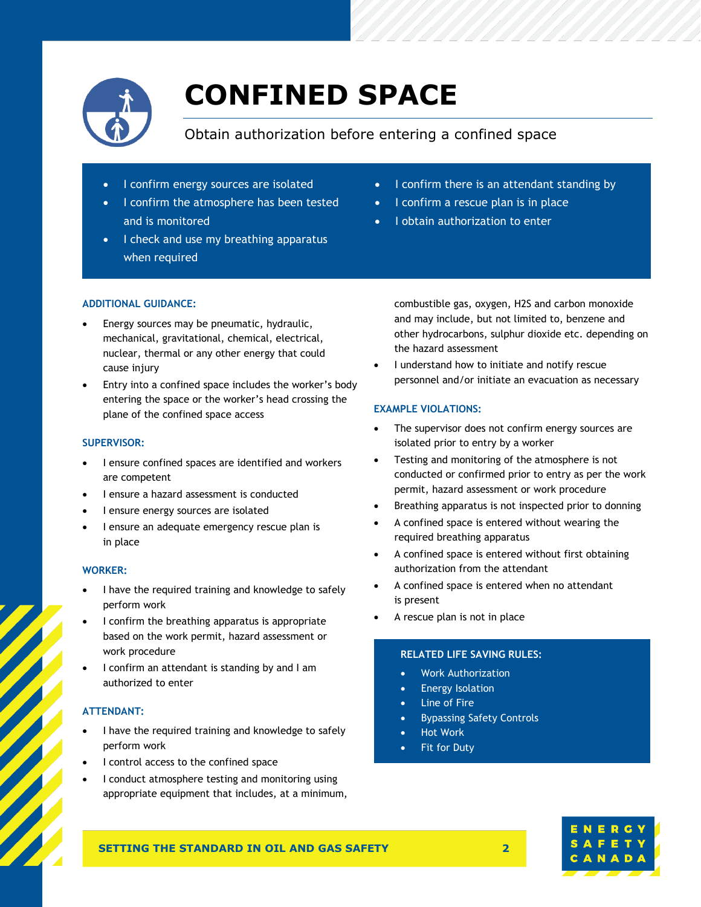# CONFINED SPACE

Obtain authorization before entering a confined space

- I confirm energy sources are isolated
- I confirm the atmosphere has been tested and is monitored
- I check and use my breathing apparatus when required
- I confirm there is an attendant standing by
- I confirm a rescue plan is in place
- I obtain authorization to enter

### ADDITIONAL GUIDANCE:

- Energy sources may be pneumatic, hydraulic, mechanical, gravitational, chemical, electrical, nuclear, thermal or any other energy that could cause injury
- Entry into a confined space includes the worker's body entering the space or the worker's head crossing the plane of the confined space access

### SUPERVISOR:

- I ensure confined spaces are identified and workers are competent
- I ensure a hazard assessment is conducted
- I ensure energy sources are isolated
- I ensure an adequate emergency rescue plan is in place

### WORKER:

- I have the required training and knowledge to safely perform work
- I confirm the breathing apparatus is appropriate based on the work permit, hazard assessment or work procedure
- I confirm an attendant is standing by and I am authorized to enter

### ATTENDANT:

- I have the required training and knowledge to safely perform work
- I control access to the confined space
- I conduct atmosphere testing and monitoring using appropriate equipment that includes, at a minimum, combustible gas, oxygen, H2S and carbon monoxide and may include, but not limited to, benzene and other hydrocarbons, sulphur dioxide etc. depending on the hazard assessment
- I understand how to initiate and notify rescue personnel and/or initiate an evacuation as necessary

### EXAMPLE VIOLATIONS:

- The supervisor does not confirm energy sources are isolated prior to entry by a worker
- Testing and monitoring of the atmosphere is not conducted or confirmed prior to entry as per the work permit, hazard assessment or work procedure
- Breathing apparatus is not inspected prior to donning
- A confined space is entered without wearing the required breathing apparatus
- A confined space is entered without first obtaining authorization from the attendant
- A confined space is entered when no attendant is present
- A rescue plan is not in place

### RELATED LIFE SAVING RULES:

- Work Authorization
- Energy Isolation
- Line of Fire
- Bypassing Safety Controls
- Hot Work
- Fit for Duty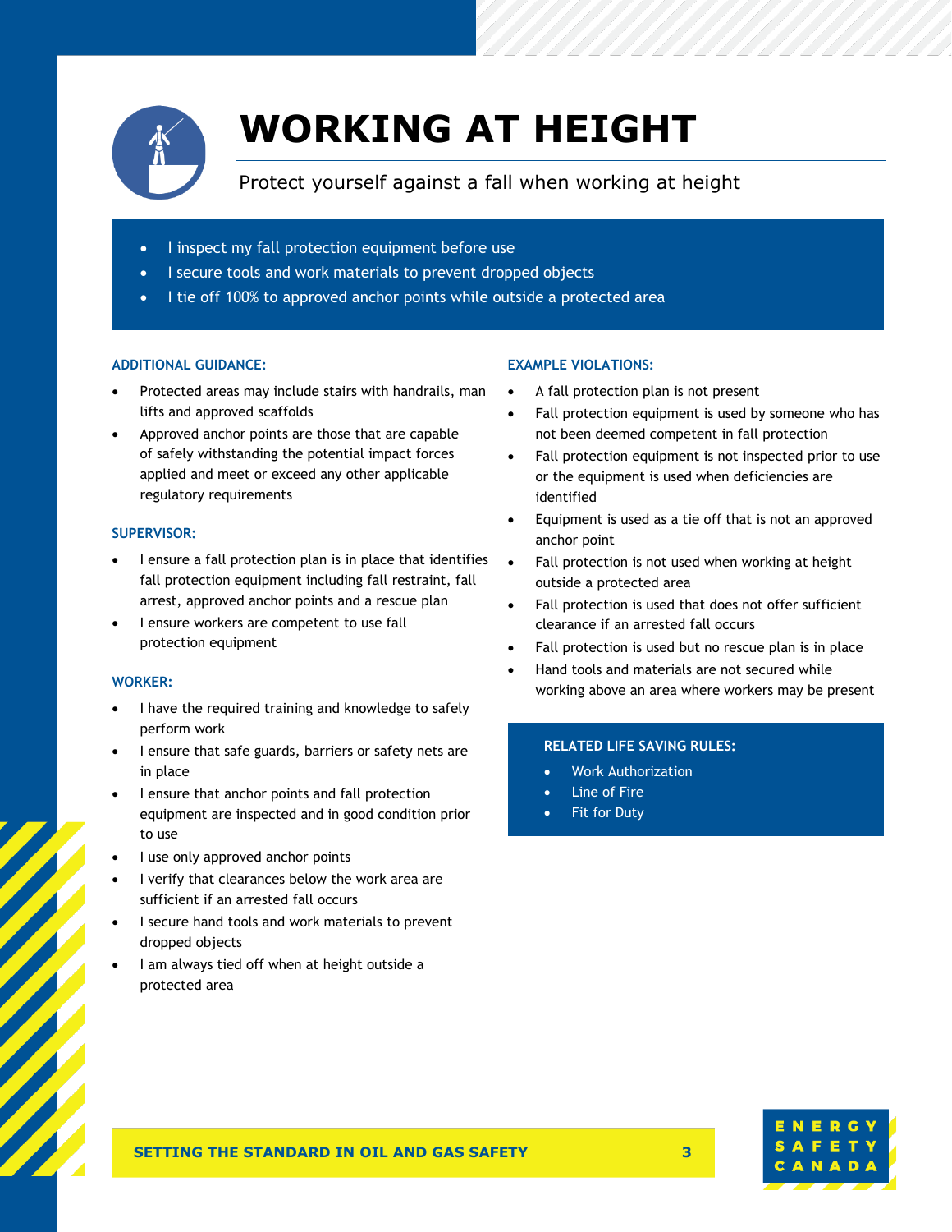# WORKING AT HEIGHT

Protect yourself against a fall when working at height

- I inspect my fall protection equipment before use
- I secure tools and work materials to prevent dropped objects
- I tie off 100% to approved anchor points while outside a protected area

### ADDITIONAL GUIDANCE:

- Protected areas may include stairs with handrails, man lifts and approved scaffolds
- Approved anchor points are those that are capable of safely withstanding the potential impact forces applied and meet or exceed any other applicable regulatory requirements

### SUPERVISOR:

- I ensure a fall protection plan is in place that identifies fall protection equipment including fall restraint, fall arrest, approved anchor points and a rescue plan
- I ensure workers are competent to use fall protection equipment

### WORKER:

- I have the required training and knowledge to safely perform work
- I ensure that safe guards, barriers or safety nets are in place
- I ensure that anchor points and fall protection equipment are inspected and in good condition prior to use
- I use only approved anchor points
- I verify that clearances below the work area are sufficient if an arrested fall occurs
- I secure hand tools and work materials to prevent dropped objects
- I am always tied off when at height outside a protected area

### EXAMPLE VIOLATIONS:

- A fall protection plan is not present
- Fall protection equipment is used by someone who has not been deemed competent in fall protection
- Fall protection equipment is not inspected prior to use or the equipment is used when deficiencies are identified
- Equipment is used as a tie off that is not an approved anchor point
- Fall protection is not used when working at height outside a protected area
- Fall protection is used that does not offer sufficient clearance if an arrested fall occurs
- Fall protection is used but no rescue plan is in place
- Hand tools and materials are not secured while working above an area where workers may be present

### RELATED LIFE SAVING RULES:

- Work Authorization
- Line of Fire
- Fit for Duty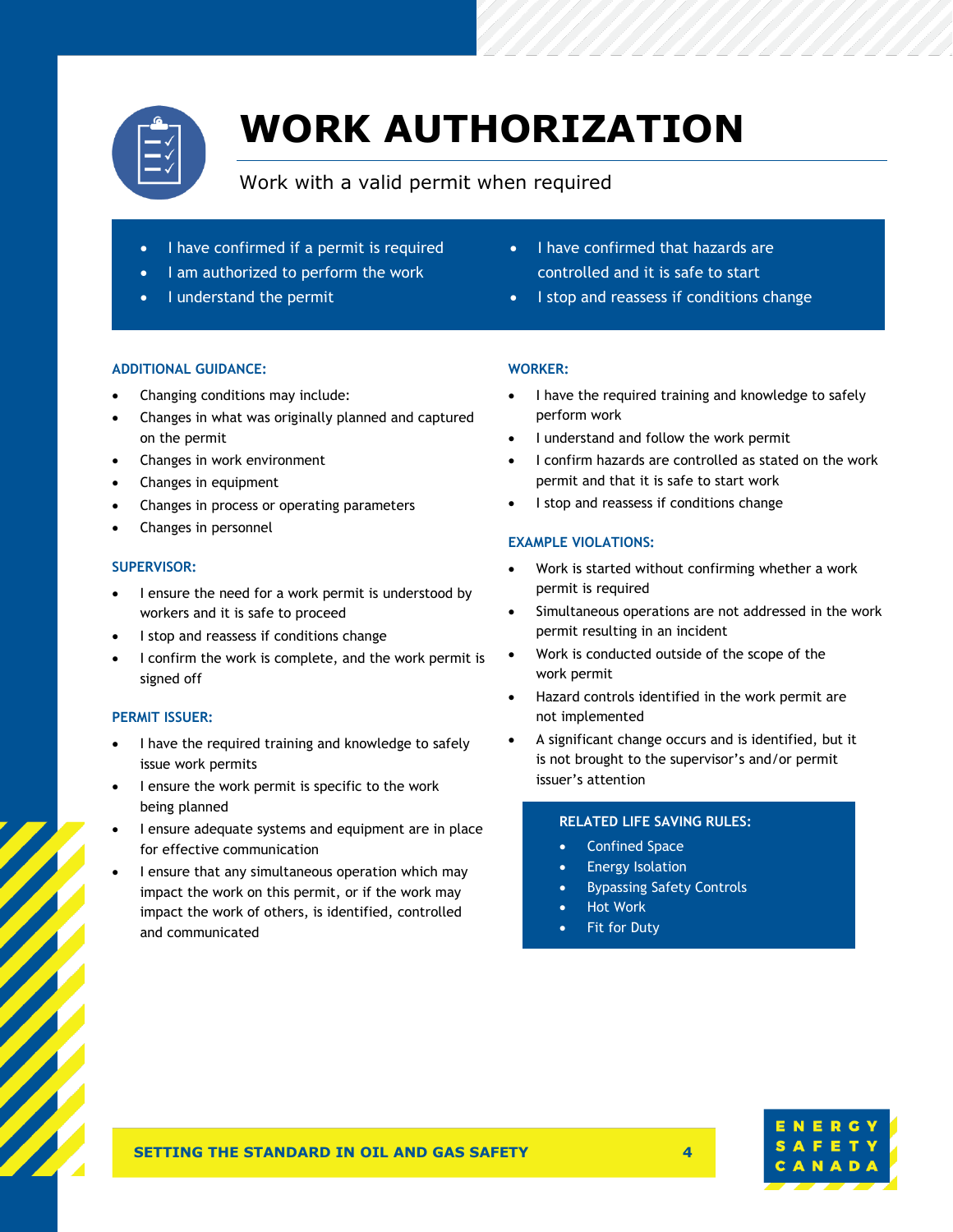# WORK AUTHORIZATION

Work with a valid permit when required

- I have confirmed if a permit is required
- I am authorized to perform the work
- I understand the permit
- I have confirmed that hazards are controlled and it is safe to start
- I stop and reassess if conditions change

### ADDITIONAL GUIDANCE:

- Changing conditions may include:
- Changes in what was originally planned and captured on the permit
- Changes in work environment
- Changes in equipment
- Changes in process or operating parameters
- Changes in personnel

### SUPERVISOR:

- I ensure the need for a work permit is understood by workers and it is safe to proceed
- I stop and reassess if conditions change
- I confirm the work is complete, and the work permit is signed off

### PERMIT ISSUER:

- I have the required training and knowledge to safely issue work permits
- I ensure the work permit is specific to the work being planned
- I ensure adequate systems and equipment are in place for effective communication
- I ensure that any simultaneous operation which may impact the work on this permit, or if the work may impact the work of others, is identified, controlled and communicated

### WORKER:

- I have the required training and knowledge to safely perform work
- I understand and follow the work permit
- I confirm hazards are controlled as stated on the work permit and that it is safe to start work
- I stop and reassess if conditions change

### EXAMPLE VIOLATIONS:

- Work is started without confirming whether a work permit is required
- Simultaneous operations are not addressed in the work permit resulting in an incident
- Work is conducted outside of the scope of the work permit
- Hazard controls identified in the work permit are not implemented
- A significant change occurs and is identified, but it is not brought to the supervisor's and/or permit issuer's attention

### RELATED LIFE SAVING RULES:

- Confined Space
- Energy Isolation
- Bypassing Safety Controls
- Hot Work
- Fit for Duty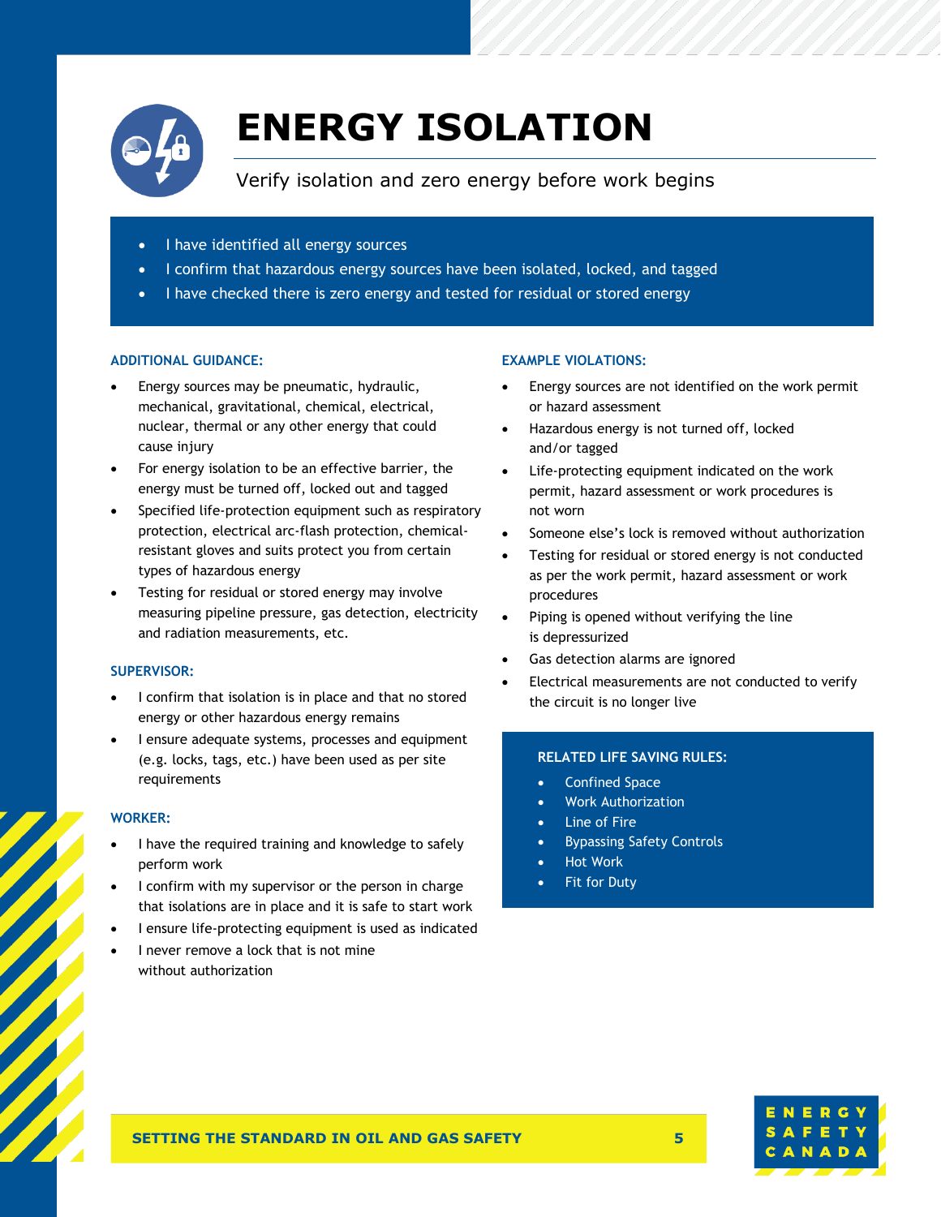# ENERGY ISOLATION

Verify isolation and zero energy before work begins

- I have identified all energy sources
- I confirm that hazardous energy sources have been isolated, locked, and tagged
- I have checked there is zero energy and tested for residual or stored energy

### ADDITIONAL GUIDANCE:

- Energy sources may be pneumatic, hydraulic, mechanical, gravitational, chemical, electrical, nuclear, thermal or any other energy that could cause injury
- For energy isolation to be an effective barrier, the energy must be turned off, locked out and tagged
- Specified life-protection equipment such as respiratory protection, electrical arc-flash protection, chemical-resistant gloves and suits protect you from certain types of hazardous energy
- Testing for residual or stored energy may involve measuring pipeline pressure, gas detection, electricity and radiation measurements, etc.

### SUPERVISOR:

- I confirm that isolation is in place and that no stored energy or other hazardous energy remains
- I ensure adequate systems, processes and equipment (e.g. locks, tags, etc.) have been used as per site requirements

### WORKER:

- I have the required training and knowledge to safely perform work
- I confirm with my supervisor or the person in charge that isolations are in place and it is safe to start work
- I ensure life-protecting equipment is used as indicated
- I never remove a lock that is not mine without authorization

### EXAMPLE VIOLATIONS:

- Energy sources are not identified on the work permit or hazard assessment
- Hazardous energy is not turned off, locked and/or tagged
- Life-protecting equipment indicated on the work permit, hazard assessment or work procedures is not worn
- Someone else's lock is removed without authorization
- Testing for residual or stored energy is not conducted as per the work permit, hazard assessment or work procedures
- Piping is opened without verifying the line is depressurized
- Gas detection alarms are ignored
- Electrical measurements are not conducted to verify the circuit is no longer live

### RELATED LIFE SAVING RULES:

- Confined Space
- Work Authorization
- Line of Fire
- Bypassing Safety Controls
- Hot Work
- Fit for Duty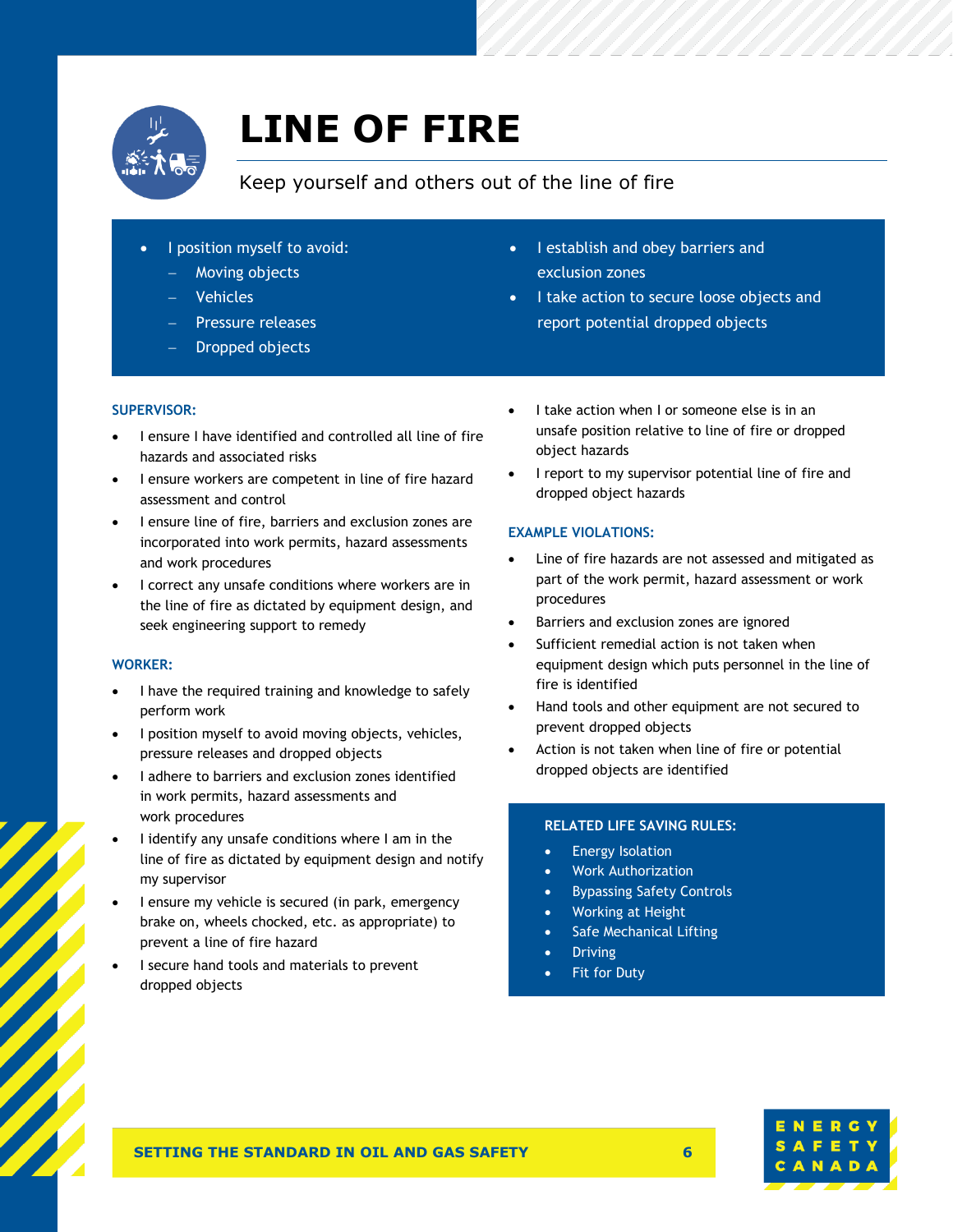# LINE OF FIRE

Keep yourself and others out of the line of fire

- I position myself to avoid:
  - Moving objects
  - Vehicles
  - Pressure releases
  - Dropped objects
- I establish and obey barriers and exclusion zones
- I take action to secure loose objects and report potential dropped objects

### SUPERVISOR:

- I ensure I have identified and controlled all line of fire hazards and associated risks
- I ensure workers are competent in line of fire hazard assessment and control
- I ensure line of fire, barriers and exclusion zones are incorporated into work permits, hazard assessments and work procedures
- I correct any unsafe conditions where workers are in the line of fire as dictated by equipment design, and seek engineering support to remedy

### WORKER:

- I have the required training and knowledge to safely perform work
- I position myself to avoid moving objects, vehicles, pressure releases and dropped objects
- I adhere to barriers and exclusion zones identified in work permits, hazard assessments and work procedures
- I identify any unsafe conditions where I am in the line of fire as dictated by equipment design and notify my supervisor
- I ensure my vehicle is secured (in park, emergency brake on, wheels chocked, etc. as appropriate) to prevent a line of fire hazard
- I secure hand tools and materials to prevent dropped objects
- I take action when I or someone else is in an unsafe position relative to line of fire or dropped object hazards
- I report to my supervisor potential line of fire and dropped object hazards

### EXAMPLE VIOLATIONS:

- Line of fire hazards are not assessed and mitigated as part of the work permit, hazard assessment or work procedures
- Barriers and exclusion zones are ignored
- Sufficient remedial action is not taken when equipment design which puts personnel in the line of fire is identified
- Hand tools and other equipment are not secured to prevent dropped objects
- Action is not taken when line of fire or potential dropped objects are identified

### RELATED LIFE SAVING RULES:

- Energy Isolation
- Work Authorization
- Bypassing Safety Controls
- Working at Height
- Safe Mechanical Lifting
- Driving
- Fit for Duty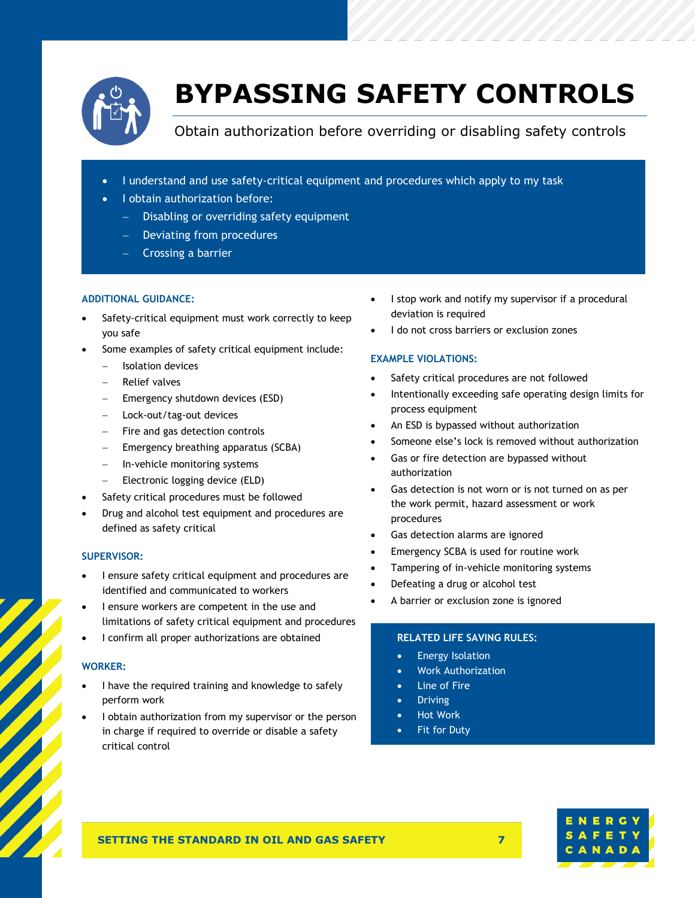# BYPASSING SAFETY CONTROLS

Obtain authorization before overriding or disabling safety controls

- I understand and use safety-critical equipment and procedures which apply to my task
- I obtain authorization before:
  - Disabling or overriding safety equipment
  - Deviating from procedures
  - Crossing a barrier

### ADDITIONAL GUIDANCE:

- Safety-critical equipment must work correctly to keep you safe
- Some examples of safety critical equipment include:
  - Isolation devices
  - Relief valves
  - Emergency shutdown devices (ESD)
  - Lock-out/tag-out devices
  - Fire and gas detection controls
  - Emergency breathing apparatus (SCBA)
  - In-vehicle monitoring systems
  - Electronic logging device (ELD)
- Safety critical procedures must be followed
- Drug and alcohol test equipment and procedures are defined as safety critical

### SUPERVISOR:

- I ensure safety critical equipment and procedures are identified and communicated to workers
- I ensure workers are competent in the use and limitations of safety critical equipment and procedures
- I confirm all proper authorizations are obtained

### WORKER:

- I have the required training and knowledge to safely perform work
- I obtain authorization from my supervisor or the person in charge if required to override or disable a safety critical control
- I stop work and notify my supervisor if a procedural deviation is required
- I do not cross barriers or exclusion zones

### EXAMPLE VIOLATIONS:

- Safety critical procedures are not followed
- Intentionally exceeding safe operating design limits for process equipment
- An ESD is bypassed without authorization
- Someone else's lock is removed without authorization
- Gas or fire detection are bypassed without authorization
- Gas detection is not worn or is not turned on as per the work permit, hazard assessment or work procedures
- Gas detection alarms are ignored
- Emergency SCBA is used for routine work
- Tampering of in-vehicle monitoring systems
- Defeating a drug or alcohol test
- A barrier or exclusion zone is ignored

### RELATED LIFE SAVING RULES:

- Energy Isolation
- Work Authorization
- Line of Fire
- Driving
- Hot Work
- Fit for Duty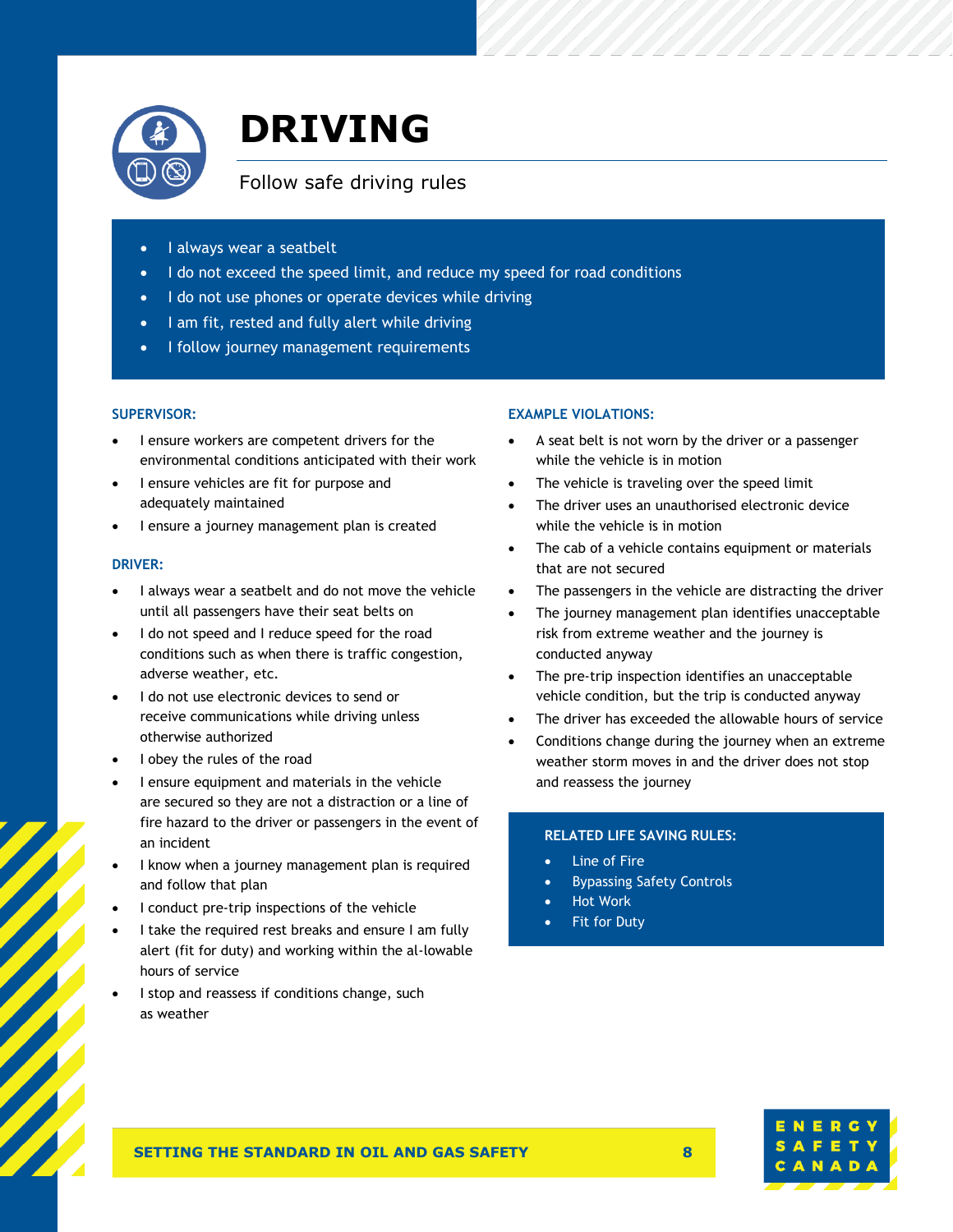# DRIVING

Follow safe driving rules

- I always wear a seatbelt
- I do not exceed the speed limit, and reduce my speed for road conditions
- I do not use phones or operate devices while driving
- I am fit, rested and fully alert while driving
- I follow journey management requirements

### SUPERVISOR:

- I ensure workers are competent drivers for the environmental conditions anticipated with their work
- I ensure vehicles are fit for purpose and adequately maintained
- I ensure a journey management plan is created

### DRIVER:

- I always wear a seatbelt and do not move the vehicle until all passengers have their seat belts on
- I do not speed and I reduce speed for the road conditions such as when there is traffic congestion, adverse weather, etc.
- I do not use electronic devices to send or receive communications while driving unless otherwise authorized
- I obey the rules of the road
- I ensure equipment and materials in the vehicle are secured so they are not a distraction or a line of fire hazard to the driver or passengers in the event of an incident
- I know when a journey management plan is required and follow that plan
- I conduct pre-trip inspections of the vehicle
- I take the required rest breaks and ensure I am fully alert (fit for duty) and working within the al-lowable hours of service
- I stop and reassess if conditions change, such as weather

### EXAMPLE VIOLATIONS:

- A seat belt is not worn by the driver or a passenger while the vehicle is in motion
- The vehicle is traveling over the speed limit
- The driver uses an unauthorised electronic device while the vehicle is in motion
- The cab of a vehicle contains equipment or materials that are not secured
- The passengers in the vehicle are distracting the driver
- The journey management plan identifies unacceptable risk from extreme weather and the journey is conducted anyway
- The pre-trip inspection identifies an unacceptable vehicle condition, but the trip is conducted anyway
- The driver has exceeded the allowable hours of service
- Conditions change during the journey when an extreme weather storm moves in and the driver does not stop and reassess the journey

### RELATED LIFE SAVING RULES:

- Line of Fire
- Bypassing Safety Controls
- Hot Work
- Fit for Duty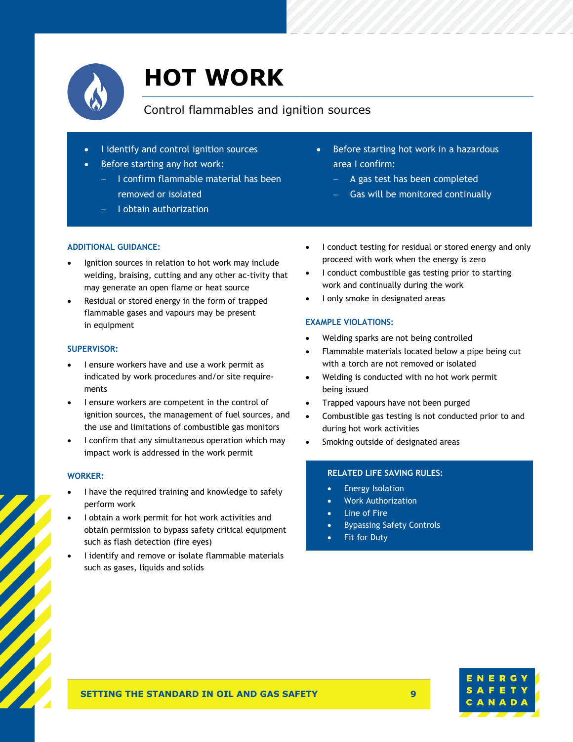# HOT WORK

Control flammables and ignition sources

- I identify and control ignition sources
- Before starting any hot work:
  - I confirm flammable material has been removed or isolated
  - I obtain authorization
- Before starting hot work in a hazardous area I confirm:
  - A gas test has been completed
  - Gas will be monitored continually

### ADDITIONAL GUIDANCE:

- Ignition sources in relation to hot work may include welding, braising, cutting and any other ac-tivity that may generate an open flame or heat source
- Residual or stored energy in the form of trapped flammable gases and vapours may be present in equipment

### SUPERVISOR:

- I ensure workers have and use a work permit as indicated by work procedures and/or site require-ments
- I ensure workers are competent in the control of ignition sources, the management of fuel sources, and the use and limitations of combustible gas monitors
- I confirm that any simultaneous operation which may impact work is addressed in the work permit

### WORKER:

- I have the required training and knowledge to safely perform work
- I obtain a work permit for hot work activities and obtain permission to bypass safety critical equipment such as flash detection (fire eyes)
- I identify and remove or isolate flammable materials such as gases, liquids and solids
- I conduct testing for residual or stored energy and only proceed with work when the energy is zero
- I conduct combustible gas testing prior to starting work and continually during the work
- I only smoke in designated areas

### EXAMPLE VIOLATIONS:

- Welding sparks are not being controlled
- Flammable materials located below a pipe being cut with a torch are not removed or isolated
- Welding is conducted with no hot work permit being issued
- Trapped vapours have not been purged
- Combustible gas testing is not conducted prior to and during hot work activities
- Smoking outside of designated areas

### RELATED LIFE SAVING RULES:

- Energy Isolation
- Work Authorization
- Line of Fire
- Bypassing Safety Controls
- Fit for Duty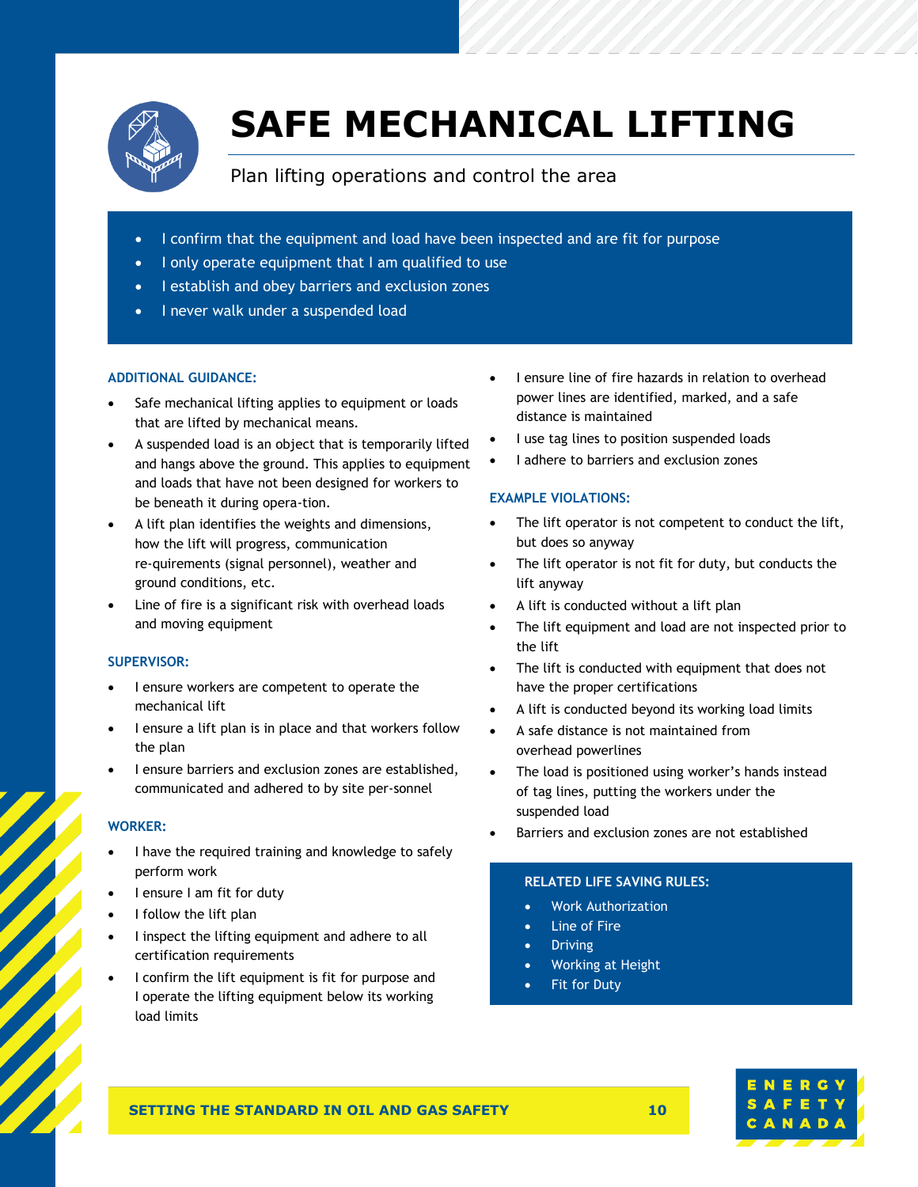# SAFE MECHANICAL LIFTING

Plan lifting operations and control the area

- I confirm that the equipment and load have been inspected and are fit for purpose
- I only operate equipment that I am qualified to use
- I establish and obey barriers and exclusion zones
- I never walk under a suspended load

### ADDITIONAL GUIDANCE:

- Safe mechanical lifting applies to equipment or loads that are lifted by mechanical means.
- A suspended load is an object that is temporarily lifted and hangs above the ground. This applies to equipment and loads that have not been designed for workers to be beneath it during opera-tion.
- A lift plan identifies the weights and dimensions, how the lift will progress, communication re-quirements (signal personnel), weather and ground conditions, etc.
- Line of fire is a significant risk with overhead loads and moving equipment

### SUPERVISOR:

- I ensure workers are competent to operate the mechanical lift
- I ensure a lift plan is in place and that workers follow the plan
- I ensure barriers and exclusion zones are established, communicated and adhered to by site per-sonnel

### WORKER:

- I have the required training and knowledge to safely perform work
- I ensure I am fit for duty
- I follow the lift plan
- I inspect the lifting equipment and adhere to all certification requirements
- I confirm the lift equipment is fit for purpose and I operate the lifting equipment below its working load limits
- I ensure line of fire hazards in relation to overhead power lines are identified, marked, and a safe distance is maintained
- I use tag lines to position suspended loads
- I adhere to barriers and exclusion zones

### EXAMPLE VIOLATIONS:

- The lift operator is not competent to conduct the lift, but does so anyway
- The lift operator is not fit for duty, but conducts the lift anyway
- A lift is conducted without a lift plan
- The lift equipment and load are not inspected prior to the lift
- The lift is conducted with equipment that does not have the proper certifications
- A lift is conducted beyond its working load limits
- A safe distance is not maintained from overhead powerlines
- The load is positioned using worker's hands instead of tag lines, putting the workers under the suspended load
- Barriers and exclusion zones are not established

### RELATED LIFE SAVING RULES:

- Work Authorization
- Line of Fire
- Driving
- Working at Height
- Fit for Duty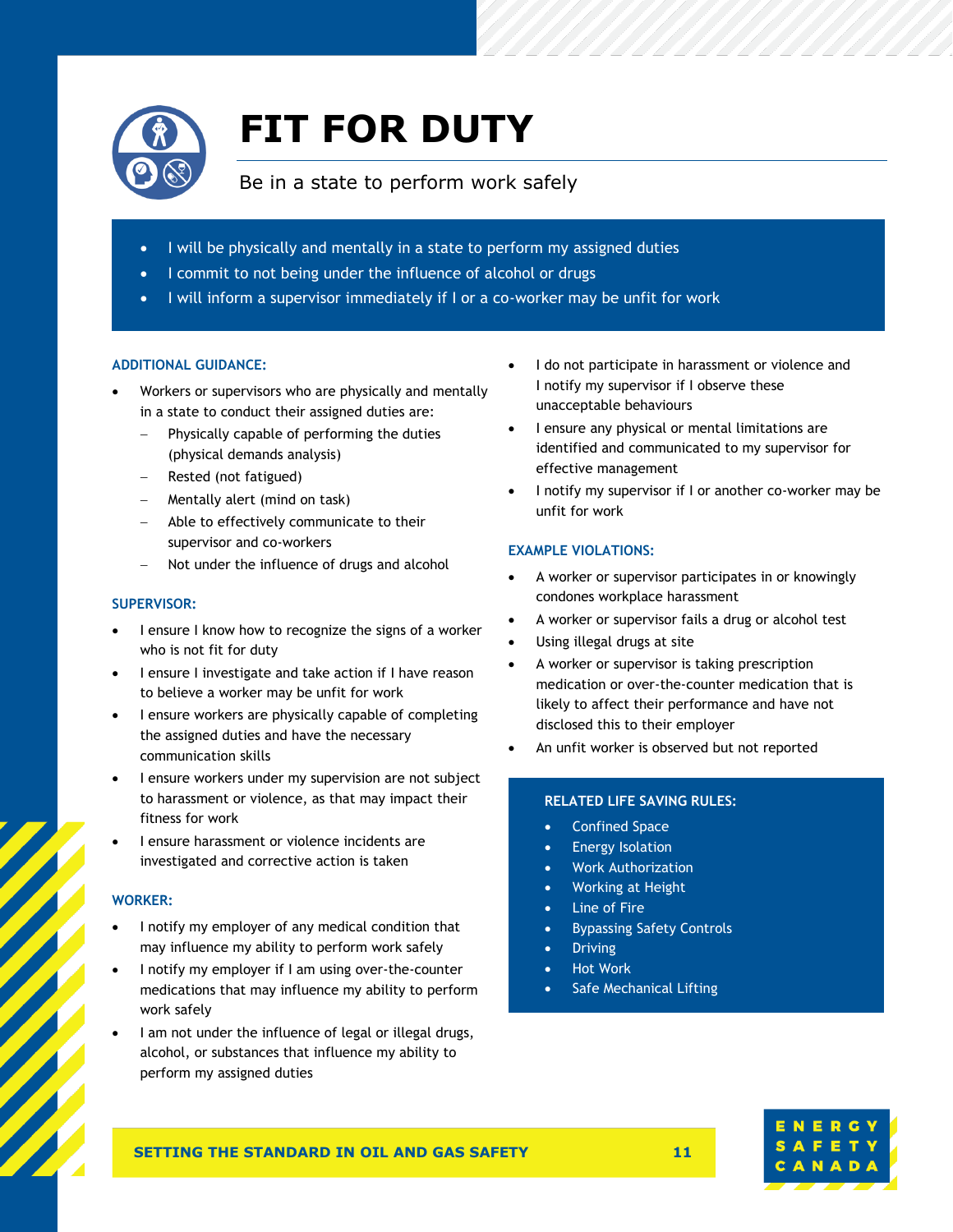# FIT FOR DUTY

Be in a state to perform work safely

- I will be physically and mentally in a state to perform my assigned duties
- I commit to not being under the influence of alcohol or drugs
- I will inform a supervisor immediately if I or a co-worker may be unfit for work

### ADDITIONAL GUIDANCE:

- Workers or supervisors who are physically and mentally in a state to conduct their assigned duties are:
  - Physically capable of performing the duties (physical demands analysis)
  - Rested (not fatigued)
  - Mentally alert (mind on task)
  - Able to effectively communicate to their supervisor and co-workers
  - Not under the influence of drugs and alcohol

### SUPERVISOR:

- I ensure I know how to recognize the signs of a worker who is not fit for duty
- I ensure I investigate and take action if I have reason to believe a worker may be unfit for work
- I ensure workers are physically capable of completing the assigned duties and have the necessary communication skills
- I ensure workers under my supervision are not subject to harassment or violence, as that may impact their fitness for work
- I ensure harassment or violence incidents are investigated and corrective action is taken

### WORKER:

- I notify my employer of any medical condition that may influence my ability to perform work safely
- I notify my employer if I am using over-the-counter medications that may influence my ability to perform work safely
- I am not under the influence of legal or illegal drugs, alcohol, or substances that influence my ability to perform my assigned duties
- I do not participate in harassment or violence and I notify my supervisor if I observe these unacceptable behaviours
- I ensure any physical or mental limitations are identified and communicated to my supervisor for effective management
- I notify my supervisor if I or another co-worker may be unfit for work

### EXAMPLE VIOLATIONS:

- A worker or supervisor participates in or knowingly condones workplace harassment
- A worker or supervisor fails a drug or alcohol test
- Using illegal drugs at site
- A worker or supervisor is taking prescription medication or over-the-counter medication that is likely to affect their performance and have not disclosed this to their employer
- An unfit worker is observed but not reported

### RELATED LIFE SAVING RULES:

- Confined Space
- Energy Isolation
- Work Authorization
- Working at Height
- Line of Fire
- Bypassing Safety Controls
- Driving
- Hot Work
- Safe Mechanical Lifting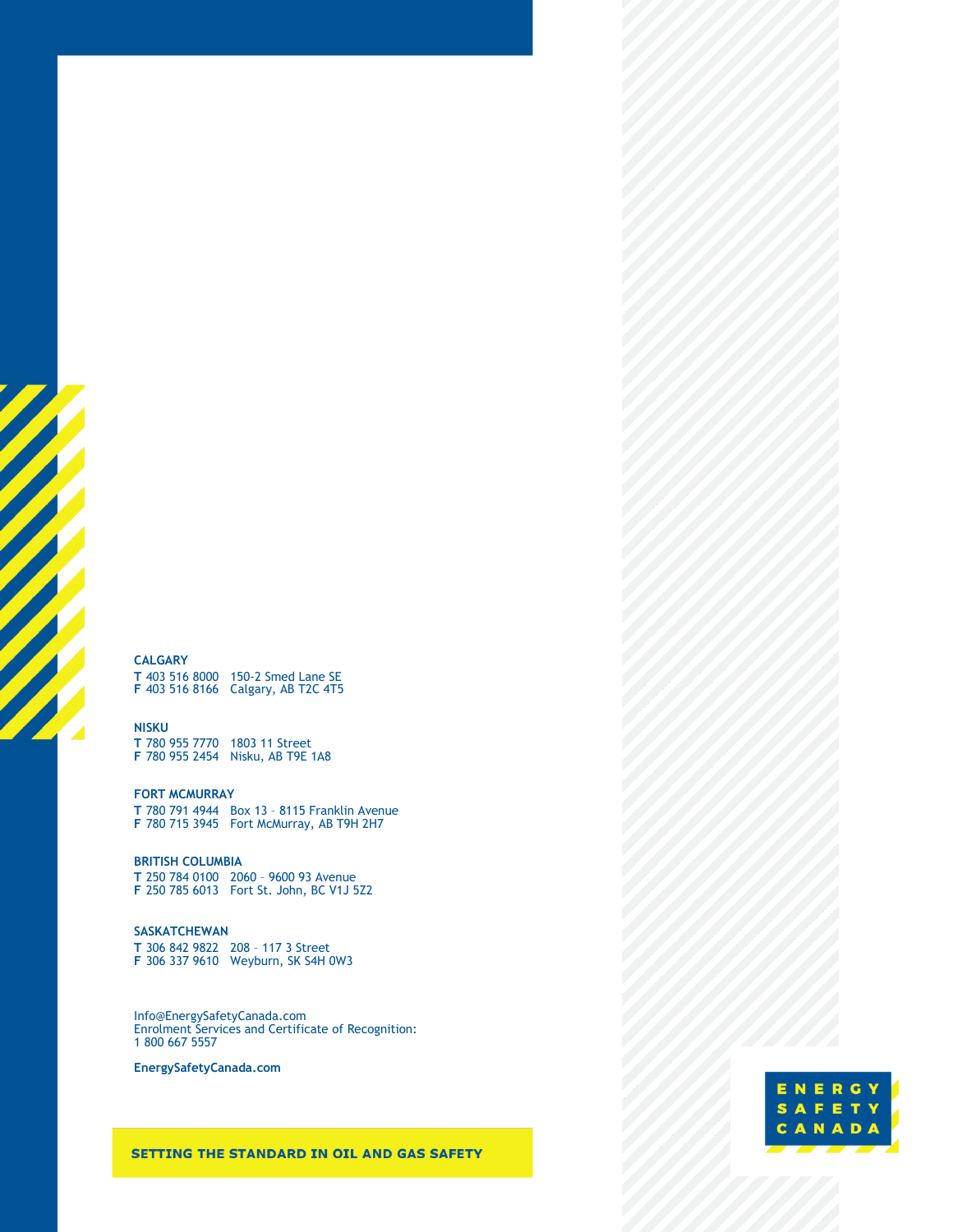**CALGARY**
**T** 403 516 8000 150-2 Smed Lane SE
**F** 403 516 8166 Calgary, AB T2C 4T5

**NISKU**
**T** 780 955 7770 1803 11 Street
**F** 780 955 2454 Nisku, AB T9E 1A8

**FORT MCMURRAY**
**T** 780 791 4944 Box 13 – 8115 Franklin Avenue
**F** 780 715 3945 Fort McMurray, AB T9H 2H7

**BRITISH COLUMBIA**
**T** 250 784 0100 2060 – 9600 93 Avenue
**F** 250 785 6013 Fort St. John, BC V1J 5Z2

**SASKATCHEWAN**
**T** 306 842 9822 208 – 117 3 Street
**F** 306 337 9610 Weyburn, SK S4H 0W3

Info@EnergySafetyCanada.com
Enrolment Services and Certificate of Recognition:
1 800 667 5557

**EnergySafetyCanada.com**

**SETTING THE STANDARD IN OIL AND GAS SAFETY**

ENERGY SAFETY CANADA